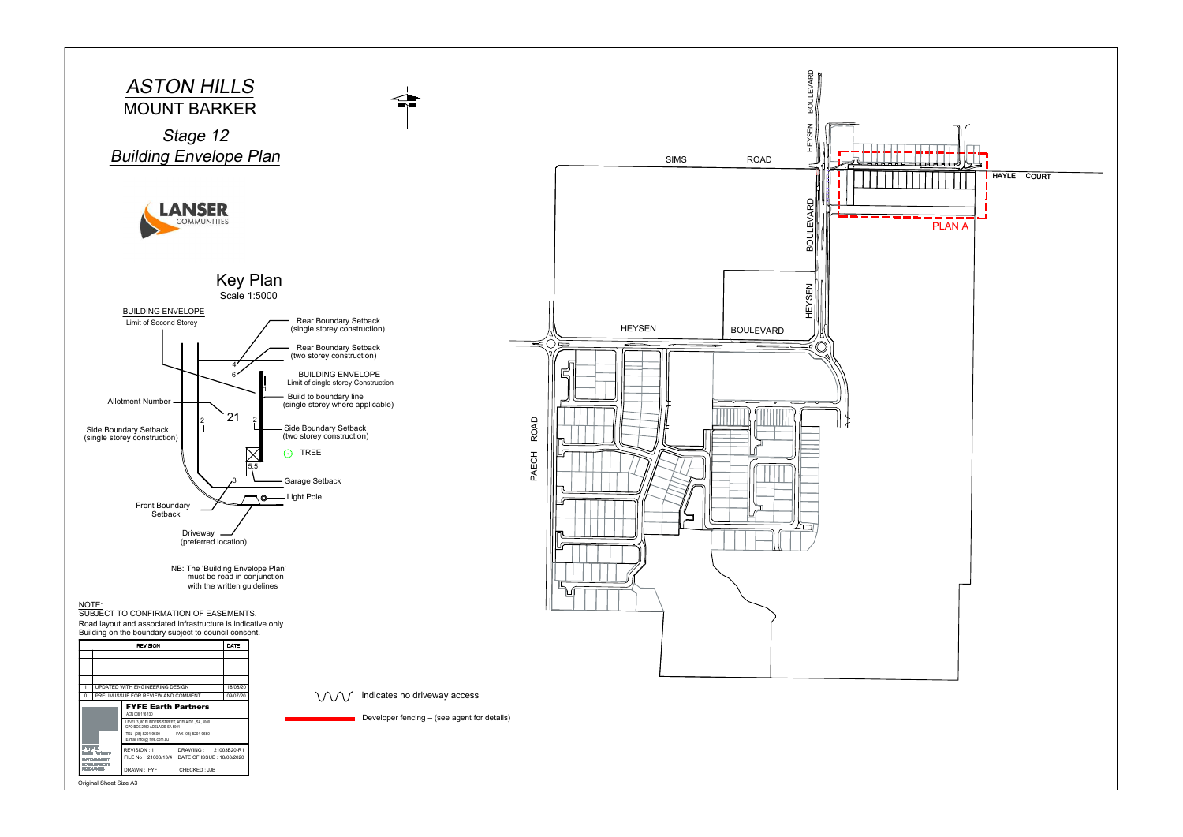# *ASTON HILLS*

## MOUNT BARKER

## *Stage 12*

## *Building Envelope Plan*

LANSER COMMUNITIES

### Key Plan

Scale 1:5000

BUILDING ENVELOPE
Limit of Second Storey

Rear Boundary Setback (single storey construction)

Rear Boundary Setback (two storey construction)

BUILDING ENVELOPE
Limit of single storey Construction

Build to boundary line (single storey where applicable)

Allotment Number

Side Boundary Setback (single storey construction)

Side Boundary Setback (two storey construction)

TREE

Garage Setback

Light Pole

Front Boundary Setback

Driveway (preferred location)

NB: The 'Building Envelope Plan' must be read in conjunction with the written guidelines

NOTE:
SUBJECT TO CONFIRMATION OF EASEMENTS.
Road layout and associated infrastructure is indicative only.
Building on the boundary subject to council consent.

| | REVISION | DATE |
|---|---|---|
| | | |
| | | |
| | | |
| | | |
| 1 | UPDATED WITH ENGINEERING DESIGN | 18/08/20 |
| 0 | PRELIM ISSUE FOR REVIEW AND COMMENT | 09/07/20 |

**FYFE Earth Partners**
ACN 008 116 130
LEVEL 3, 80 FLINDERS STREET, ADELAIDE, SA, 5000
GPO BOX 2450 ADELAIDE SA 5001
TEL (08) 8201 9600 FAX (08) 8201 9650
E-mail info @ fyfe.com.au

REVISION : 1 DRAWING : 21003B20-R1
FILE No : 21003/13/4 DATE OF ISSUE : 18/08/2020
DRAWN : FYF CHECKED : JJB

Original Sheet Size A3

indicates no driveway access

Developer fencing – (see agent for details)

SIMS ROAD
HEYSEN BOULEVARD
HAYLE COURT
PLAN A
PAECH ROAD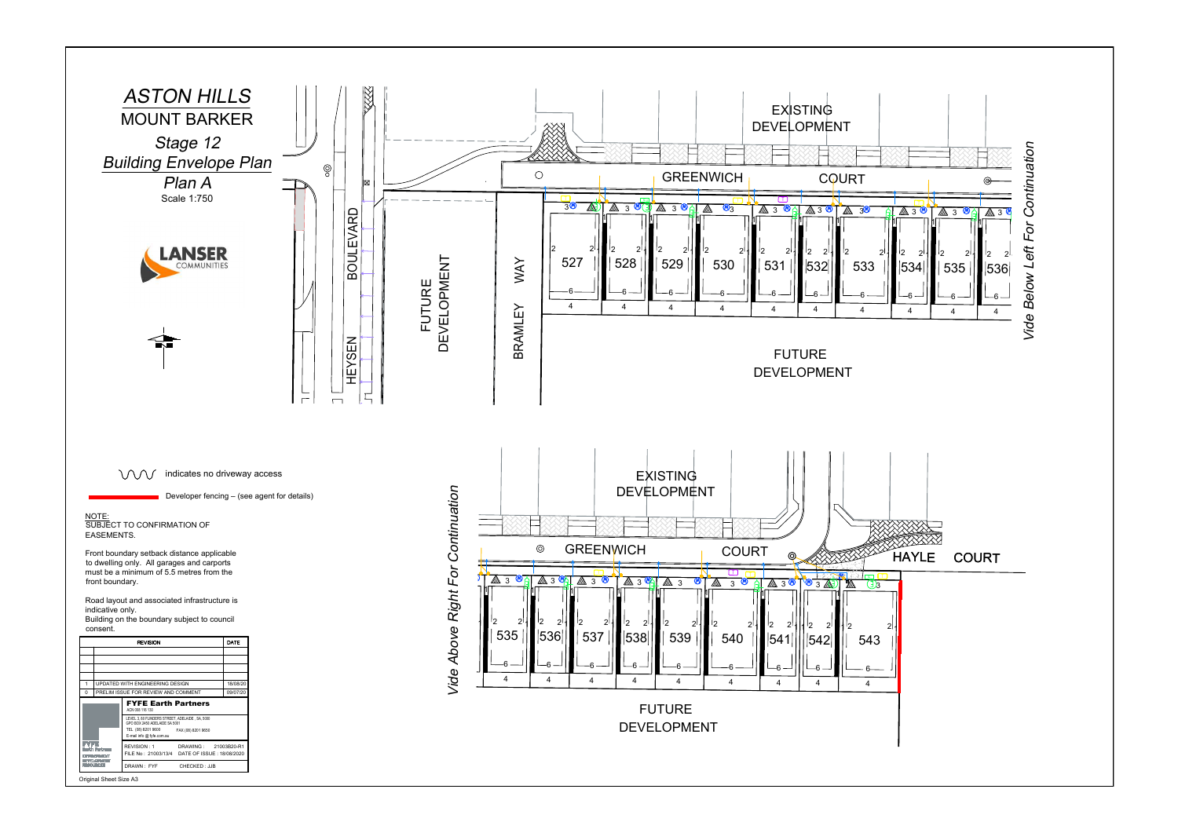# ASTON HILLS

## MOUNT BARKER

### *Stage 12*
### *Building Envelope Plan*
### *Plan A*

Scale 1:750

LANSER COMMUNITIES

HEYSEN BOULEVARD

FUTURE DEVELOPMENT

BRAMLEY WAY

EXISTING DEVELOPMENT

GREENWICH COURT

527 528 529 530 531 532 533 534 535 536

FUTURE DEVELOPMENT

*Vide Below Left For Continuation*

*Vide Above Right For Continuation*

EXISTING DEVELOPMENT

GREENWICH COURT

HAYLE COURT

535 536 537 538 539 540 541 542 543

FUTURE DEVELOPMENT

indicates no driveway access

Developer fencing – (see agent for details)

NOTE:
SUBJECT TO CONFIRMATION OF EASEMENTS.

Front boundary setback distance applicable to dwelling only. All garages and carports must be a minimum of 5.5 metres from the front boundary.

Road layout and associated infrastructure is indicative only.
Building on the boundary subject to council consent.

| | REVISION | DATE |
|---|---|---|
| | | |
| | | |
| | | |
| | | |
| 1 | UPDATED WITH ENGINEERING DESIGN | 18/08/20 |
| 0 | PRELIM ISSUE FOR REVIEW AND COMMENT | 09/07/20 |

**FYFE Earth Partners**
ACN 008 116 130
LEVEL 3, 80 FLINDERS STREET, ADELAIDE, SA 5000
GPO BOX 2450 ADELAIDE SA 5001
TEL (08) 8201 9600 FAX (08) 8201 9650
E-mail info @ fyfe.com.au

REVISION : 1 DRAWING : 21003B20-R1
FILE No : 21003/13/4 DATE OF ISSUE : 18/08/2020
DRAWN : FYF CHECKED : JJB

Original Sheet Size A3